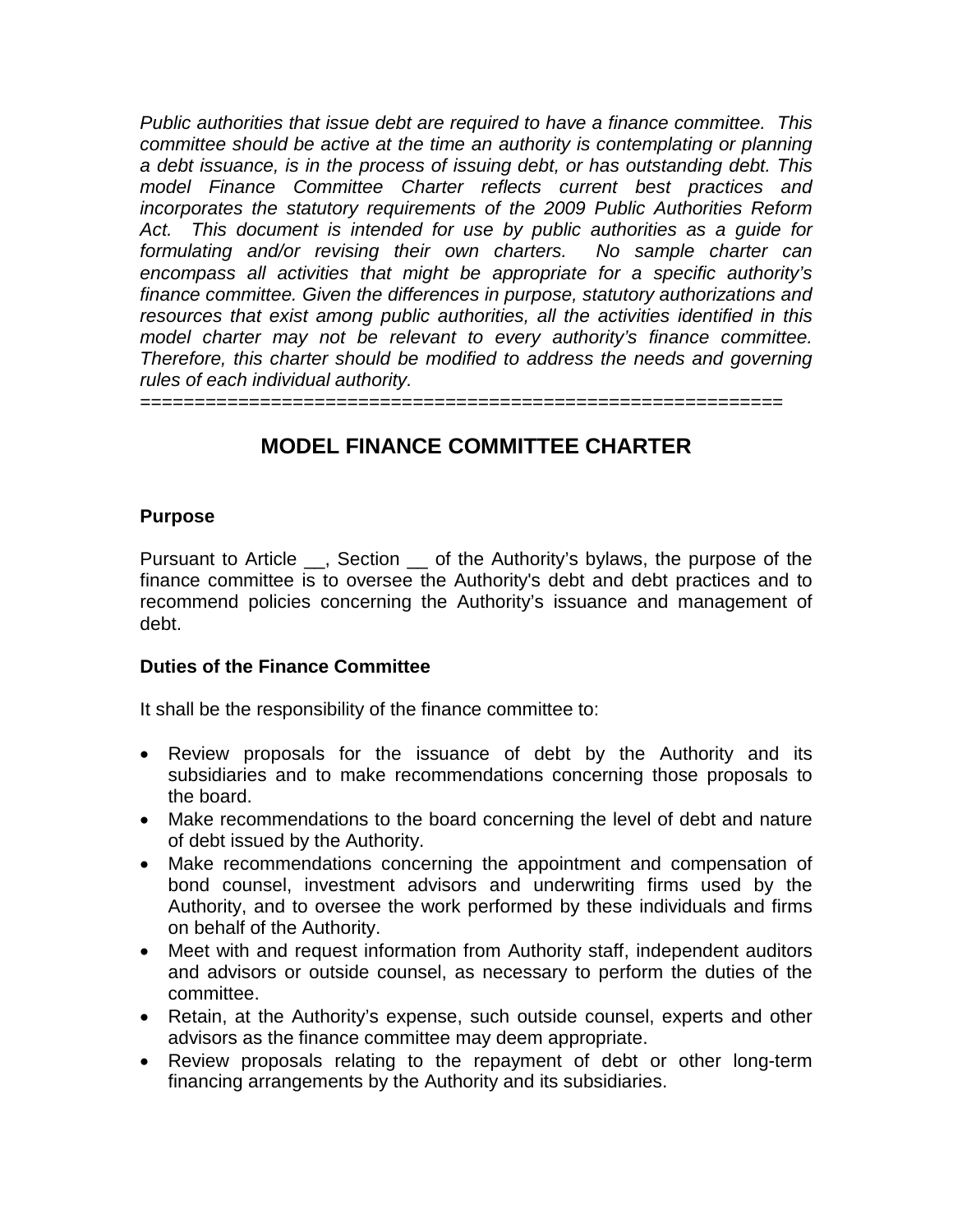*Public authorities that issue debt are required to have a finance committee. This committee should be active at the time an authority is contemplating or planning a debt issuance, is in the process of issuing debt, or has outstanding debt. This model Finance Committee Charter reflects current best practices and incorporates the statutory requirements of the 2009 Public Authorities Reform Act. This document is intended for use by public authorities as a guide for formulating and/or revising their own charters. No sample charter can encompass all activities that might be appropriate for a specific authority's finance committee. Given the differences in purpose, statutory authorizations and resources that exist among public authorities, all the activities identified in this model charter may not be relevant to every authority's finance committee. Therefore, this charter should be modified to address the needs and governing rules of each individual authority.*

==========================================================

# MODEL FINANCE COMMITTEE CHARTER

## Purpose

Pursuant to Article __, Section __ of the Authority's bylaws, the purpose of the finance committee is to oversee the Authority's debt and debt practices and to recommend policies concerning the Authority's issuance and management of debt.

## Duties of the Finance Committee

It shall be the responsibility of the finance committee to:

- Review proposals for the issuance of debt by the Authority and its subsidiaries and to make recommendations concerning those proposals to the board.
- Make recommendations to the board concerning the level of debt and nature of debt issued by the Authority.
- Make recommendations concerning the appointment and compensation of bond counsel, investment advisors and underwriting firms used by the Authority, and to oversee the work performed by these individuals and firms on behalf of the Authority.
- Meet with and request information from Authority staff, independent auditors and advisors or outside counsel, as necessary to perform the duties of the committee.
- Retain, at the Authority's expense, such outside counsel, experts and other advisors as the finance committee may deem appropriate.
- Review proposals relating to the repayment of debt or other long-term financing arrangements by the Authority and its subsidiaries.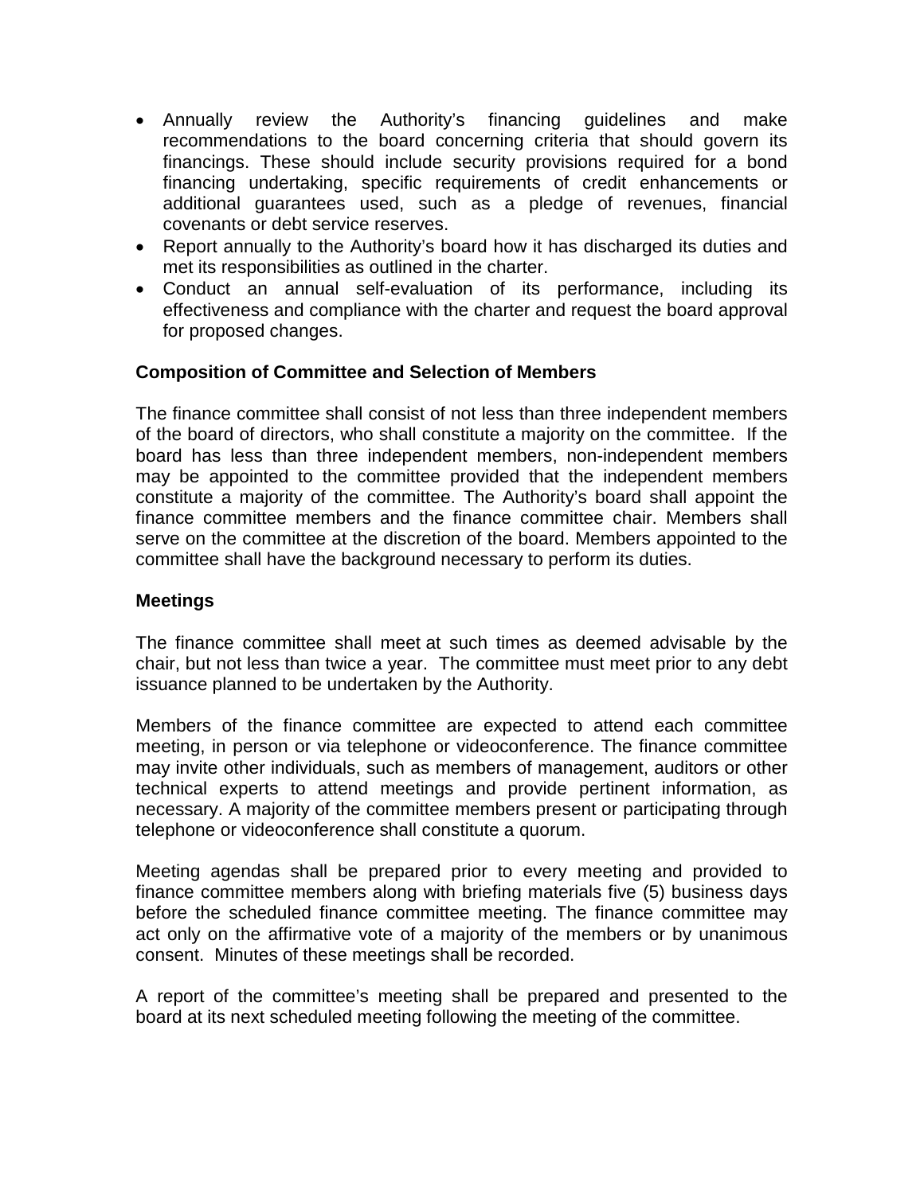- Annually review the Authority's financing guidelines and make recommendations to the board concerning criteria that should govern its financings. These should include security provisions required for a bond financing undertaking, specific requirements of credit enhancements or additional guarantees used, such as a pledge of revenues, financial covenants or debt service reserves.
- Report annually to the Authority's board how it has discharged its duties and met its responsibilities as outlined in the charter.
- Conduct an annual self-evaluation of its performance, including its effectiveness and compliance with the charter and request the board approval for proposed changes.

**Composition of Committee and Selection of Members**

The finance committee shall consist of not less than three independent members of the board of directors, who shall constitute a majority on the committee. If the board has less than three independent members, non-independent members may be appointed to the committee provided that the independent members constitute a majority of the committee. The Authority's board shall appoint the finance committee members and the finance committee chair. Members shall serve on the committee at the discretion of the board. Members appointed to the committee shall have the background necessary to perform its duties.

**Meetings**

The finance committee shall meet at such times as deemed advisable by the chair, but not less than twice a year. The committee must meet prior to any debt issuance planned to be undertaken by the Authority.

Members of the finance committee are expected to attend each committee meeting, in person or via telephone or videoconference. The finance committee may invite other individuals, such as members of management, auditors or other technical experts to attend meetings and provide pertinent information, as necessary. A majority of the committee members present or participating through telephone or videoconference shall constitute a quorum.

Meeting agendas shall be prepared prior to every meeting and provided to finance committee members along with briefing materials five (5) business days before the scheduled finance committee meeting. The finance committee may act only on the affirmative vote of a majority of the members or by unanimous consent. Minutes of these meetings shall be recorded.

A report of the committee's meeting shall be prepared and presented to the board at its next scheduled meeting following the meeting of the committee.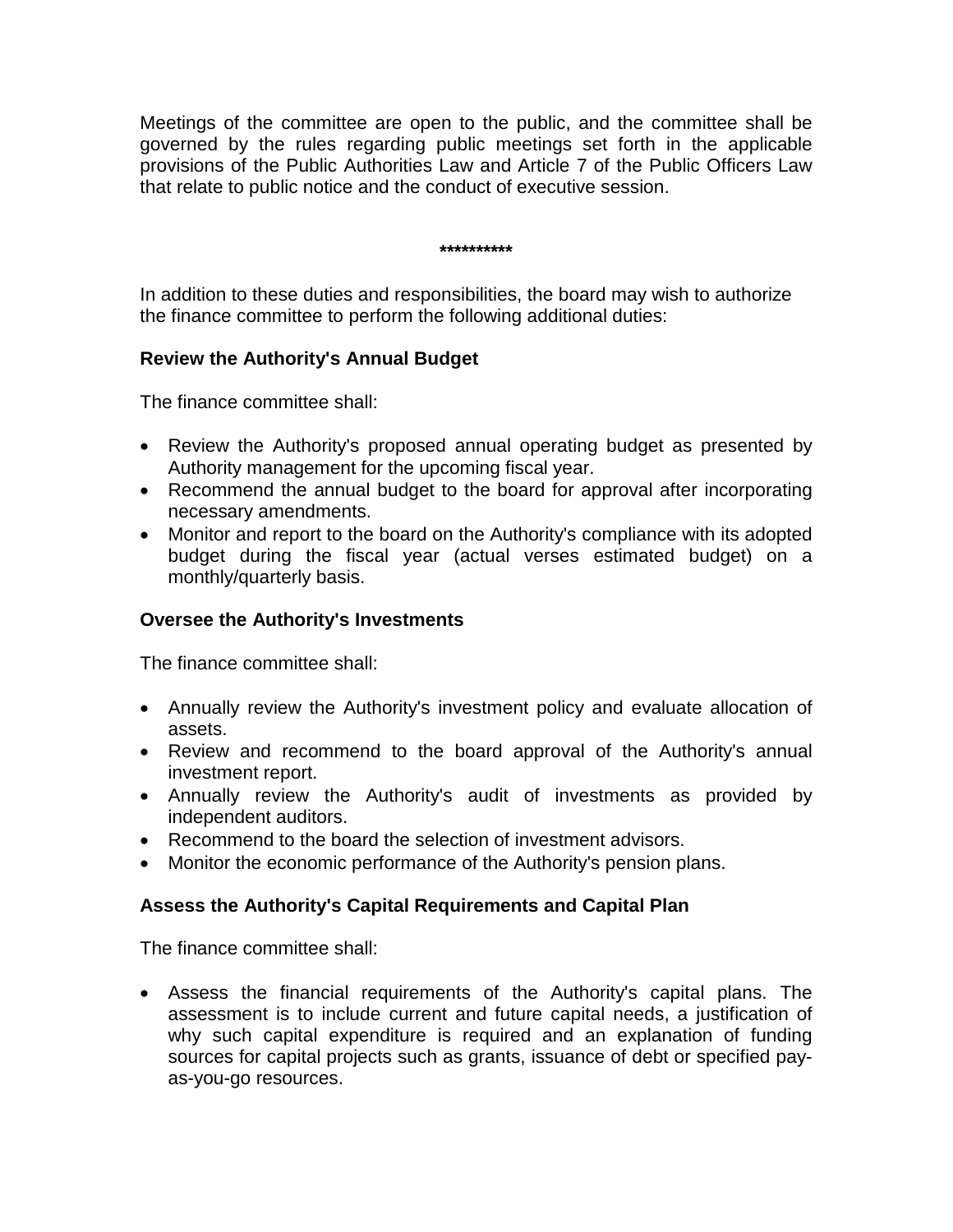Meetings of the committee are open to the public, and the committee shall be governed by the rules regarding public meetings set forth in the applicable provisions of the Public Authorities Law and Article 7 of the Public Officers Law that relate to public notice and the conduct of executive session.

**********

In addition to these duties and responsibilities, the board may wish to authorize the finance committee to perform the following additional duties:

**Review the Authority's Annual Budget**

The finance committee shall:

- Review the Authority's proposed annual operating budget as presented by Authority management for the upcoming fiscal year.
- Recommend the annual budget to the board for approval after incorporating necessary amendments.
- Monitor and report to the board on the Authority's compliance with its adopted budget during the fiscal year (actual verses estimated budget) on a monthly/quarterly basis.

**Oversee the Authority's Investments**

The finance committee shall:

- Annually review the Authority's investment policy and evaluate allocation of assets.
- Review and recommend to the board approval of the Authority's annual investment report.
- Annually review the Authority's audit of investments as provided by independent auditors.
- Recommend to the board the selection of investment advisors.
- Monitor the economic performance of the Authority's pension plans.

**Assess the Authority's Capital Requirements and Capital Plan**

The finance committee shall:

- Assess the financial requirements of the Authority's capital plans. The assessment is to include current and future capital needs, a justification of why such capital expenditure is required and an explanation of funding sources for capital projects such as grants, issuance of debt or specified pay-as-you-go resources.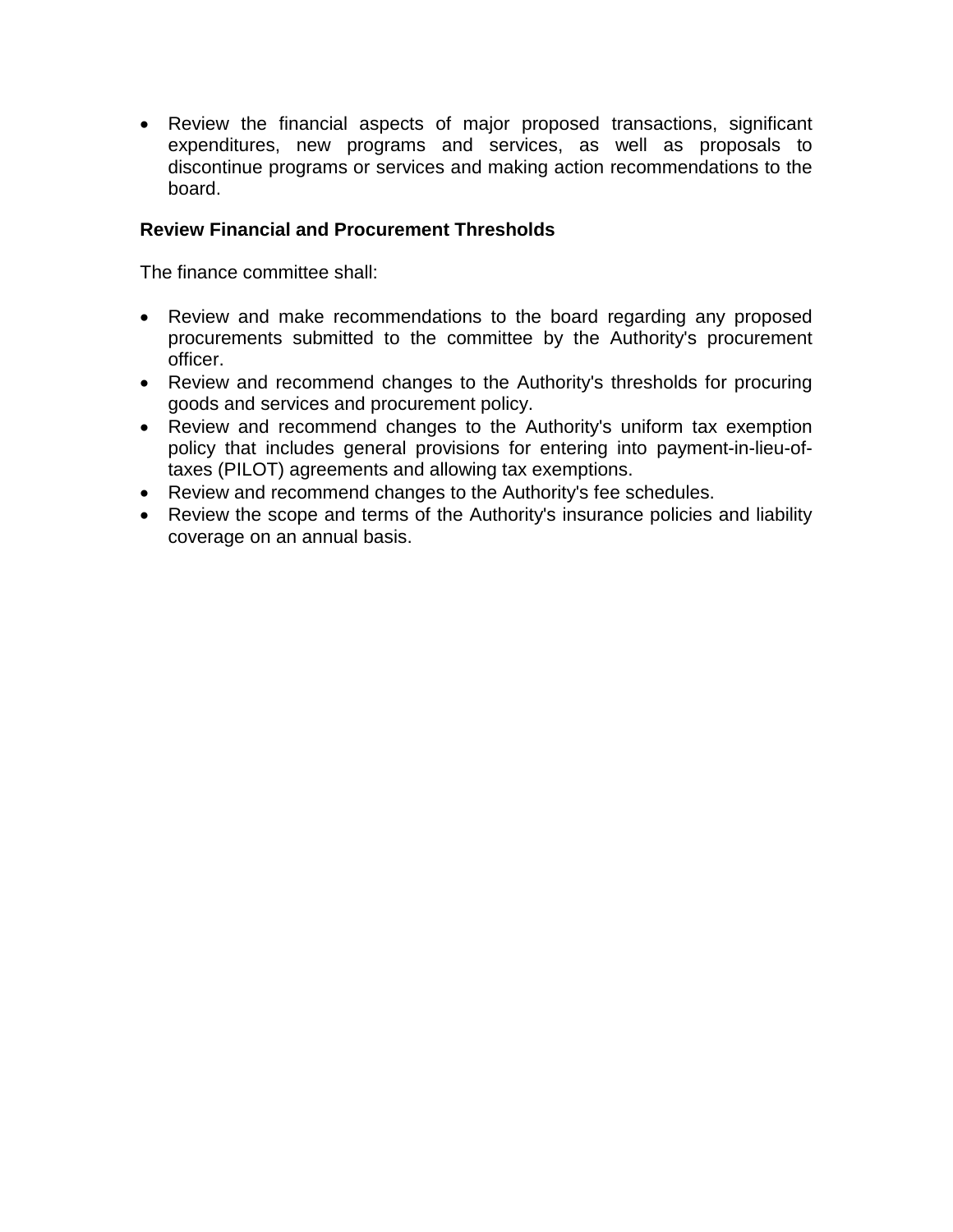- Review the financial aspects of major proposed transactions, significant expenditures, new programs and services, as well as proposals to discontinue programs or services and making action recommendations to the board.

**Review Financial and Procurement Thresholds**

The finance committee shall:

- Review and make recommendations to the board regarding any proposed procurements submitted to the committee by the Authority's procurement officer.
- Review and recommend changes to the Authority's thresholds for procuring goods and services and procurement policy.
- Review and recommend changes to the Authority's uniform tax exemption policy that includes general provisions for entering into payment-in-lieu-of-taxes (PILOT) agreements and allowing tax exemptions.
- Review and recommend changes to the Authority's fee schedules.
- Review the scope and terms of the Authority's insurance policies and liability coverage on an annual basis.